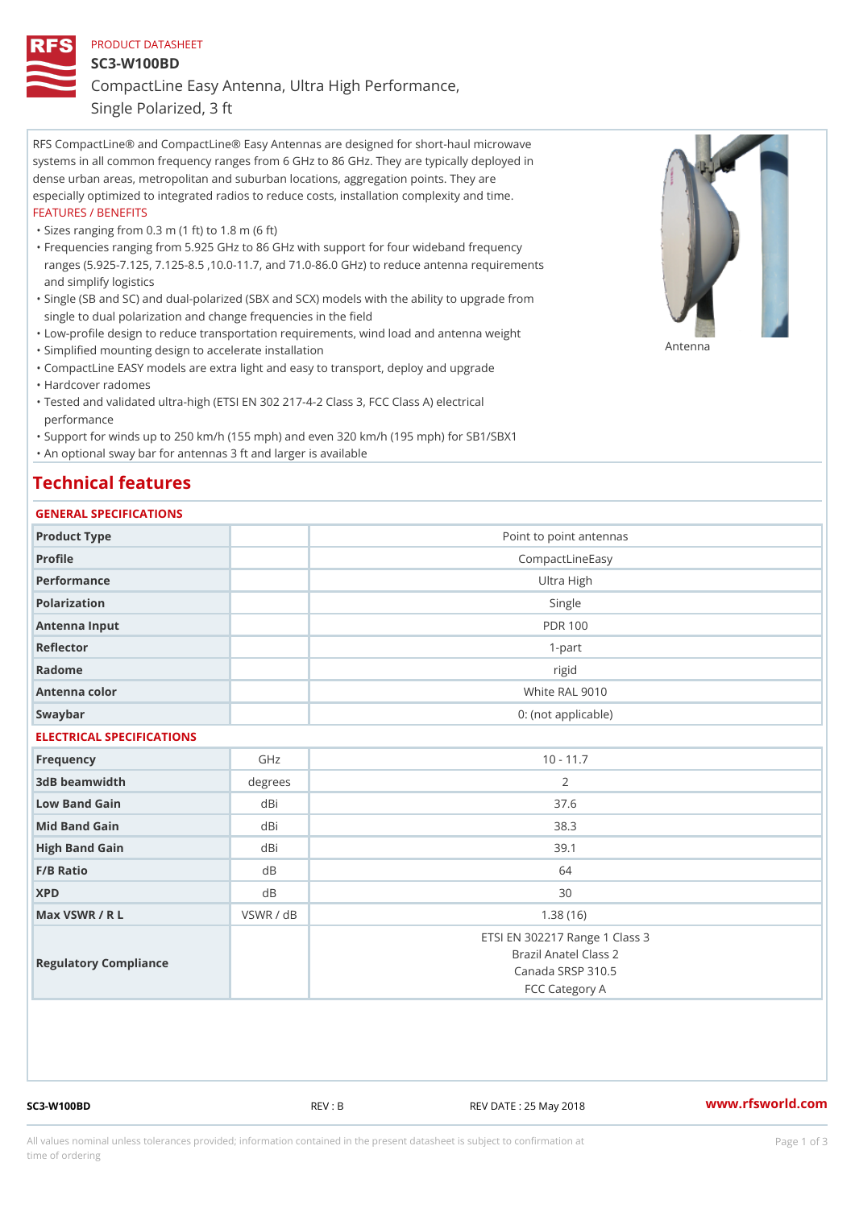PRODUCT DATASHEET

# SC3-W100BD

## CompactLine Easy Antenna, Ultra High Performance, Single Polarized, 3 ft

RFS CompactLine® and CompactLine® Easy Antennas are designed for short-haul microwave systems in all common frequency ranges from 6 GHz to 86 GHz. They are typically deployed in dense urban areas, metropolitan and suburban locations, aggregation points. They are especially optimized to integrated radios to reduce costs, installation complexity and time.

FEATURES / BENEFITS

- Sizes ranging from 0.3 m (1 ft) to 1.8 m (6 ft)
- Frequencies ranging from 5.925 GHz to 86 GHz with support for four wideband frequency ranges (5.925-7.125, 7.125-8.5 ,10.0-11.7, and 71.0-86.0 GHz) to reduce antenna requirements and simplify logistics
- Single (SB and SC) and dual-polarized (SBX and SCX) models with the ability to upgrade from single to dual polarization and change frequencies in the field
- Low-profile design to reduce transportation requirements, wind load and antenna weight
- Simplified mounting design to accelerate installation
- CompactLine EASY models are extra light and easy to transport, deploy and upgrade
- Hardcover radomes
- Tested and validated ultra-high (ETSI EN 302 217-4-2 Class 3, FCC Class A) electrical performance
- Support for winds up to 250 km/h (155 mph) and even 320 km/h (195 mph) for SB1/SBX1
- An optional sway bar for antennas 3 ft and larger is available

Antenna

# Technical features

## GENERAL SPECIFICATIONS

| | | |
|---|---|---|
| Product Type | | Point to point antennas |
| Profile | | CompactLineEasy |
| Performance | | Ultra High |
| Polarization | | Single |
| Antenna Input | | PDR 100 |
| Reflector | | 1-part |
| Radome | | rigid |
| Antenna color | | White RAL 9010 |
| Swaybar | | 0: (not applicable) |

## ELECTRICAL SPECIFICATIONS

| | | |
|---|---|---|
| Frequency | GHz | 10 - 11.7 |
| 3dB beamwidth | degrees | 2 |
| Low Band Gain | dBi | 37.6 |
| Mid Band Gain | dBi | 38.3 |
| High Band Gain | dBi | 39.1 |
| F/B Ratio | dB | 64 |
| XPD | dB | 30 |
| Max VSWR / R L | VSWR / dB | 1.38 (16) |
| Regulatory Compliance | | ETSI EN 302217 Range 1 Class 3<br>Brazil Anatel Class 2<br>Canada SRSP 310.5<br>FCC Category A |

SC3-W100BD REV : B REV DATE : 25 May 2018 www.rfsworld.com

All values nominal unless tolerances provided; information contained in the present datasheet is subject to confirmation at time of ordering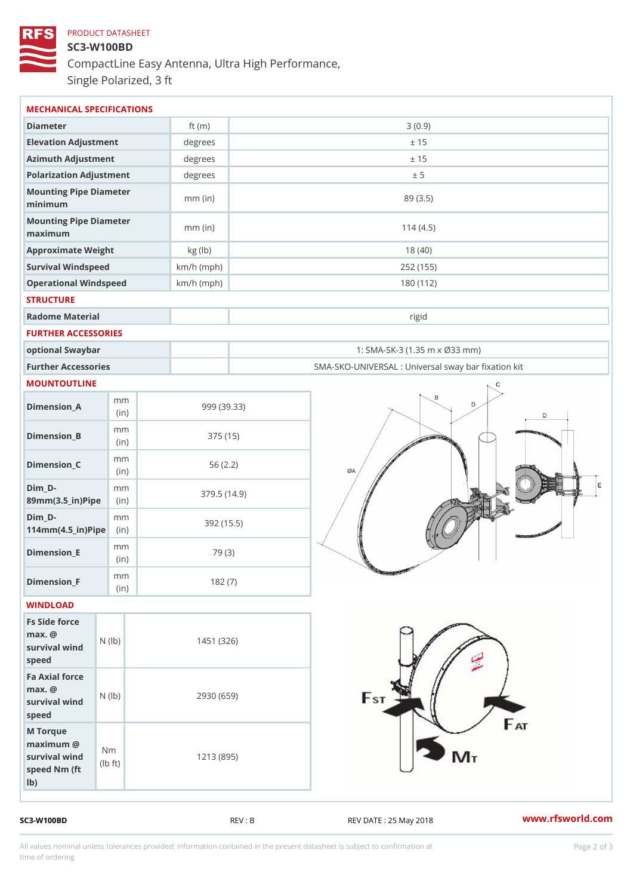PRODUCT DATASHEET

# SC3-W100BD

CompactLine Easy Antenna, Ultra High Performance, Single Polarized, 3 ft

## MECHANICAL SPECIFICATIONS

| | | |
|---|---|---|
| Diameter | ft (m) | 3 (0.9) |
| Elevation Adjustment | degrees | ± 15 |
| Azimuth Adjustment | degrees | ± 15 |
| Polarization Adjustment | degrees | ± 5 |
| Mounting Pipe Diameter minimum | mm (in) | 89 (3.5) |
| Mounting Pipe Diameter maximum | mm (in) | 114 (4.5) |
| Approximate Weight | kg (lb) | 18 (40) |
| Survival Windspeed | km/h (mph) | 252 (155) |
| Operational Windspeed | km/h (mph) | 180 (112) |

## STRUCTURE

| | | |
|---|---|---|
| Radome Material | | rigid |

## FURTHER ACCESSORIES

| | | |
|---|---|---|
| optional Swaybar | | 1: SMA-SK-3 (1.35 m x Ø33 mm) |
| Further Accessories | | SMA-SKO-UNIVERSAL : Universal sway bar fixation kit |

## MOUNTOUTLINE

| | | |
|---|---|---|
| Dimension_A | mm (in) | 999 (39.33) |
| Dimension_B | mm (in) | 375 (15) |
| Dimension_C | mm (in) | 56 (2.2) |
| Dim_D-89mm(3.5_in)Pipe | mm (in) | 379.5 (14.9) |
| Dim_D-114mm(4.5_in)Pipe | mm (in) | 392 (15.5) |
| Dimension_E | mm (in) | 79 (3) |
| Dimension_F | mm (in) | 182 (7) |

## WINDLOAD

| | | |
|---|---|---|
| Fs Side force max. @ survival wind speed | N (lb) | 1451 (326) |
| Fa Axial force max. @ survival wind speed | N (lb) | 2930 (659) |
| M Torque maximum @ survival wind speed Nm (ft lb) | Nm (lb ft) | 1213 (895) |

SC3-W100BD REV : B REV DATE : 25 May 2018 www.rfsworld.com

All values nominal unless tolerances provided; information contained in the present datasheet is subject to confirmation at time of ordering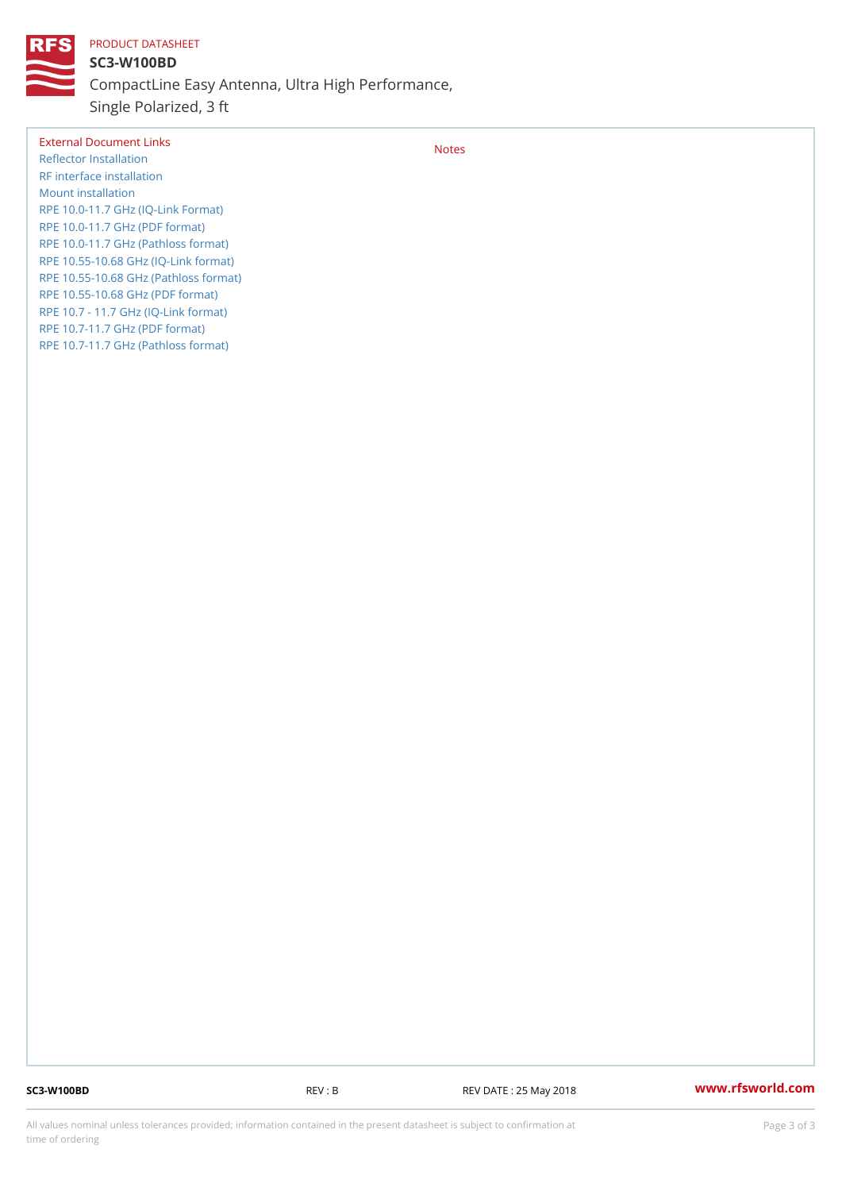PRODUCT DATASHEET

# SC3-W100BD

CompactLine Easy Antenna, Ultra High Performance, Single Polarized, 3 ft

## External Document Links

Reflector Installation
RF interface installation
Mount installation
RPE 10.0-11.7 GHz (IQ-Link Format)
RPE 10.0-11.7 GHz (PDF format)
RPE 10.0-11.7 GHz (Pathloss format)
RPE 10.55-10.68 GHz (IQ-Link format)
RPE 10.55-10.68 GHz (Pathloss format)
RPE 10.55-10.68 GHz (PDF format)
RPE 10.7 - 11.7 GHz (IQ-Link format)
RPE 10.7-11.7 GHz (PDF format)
RPE 10.7-11.7 GHz (Pathloss format)

## Notes

SC3-W100BD REV : B REV DATE : 25 May 2018 www.rfsworld.com

All values nominal unless tolerances provided; information contained in the present datasheet is subject to confirmation at time of ordering